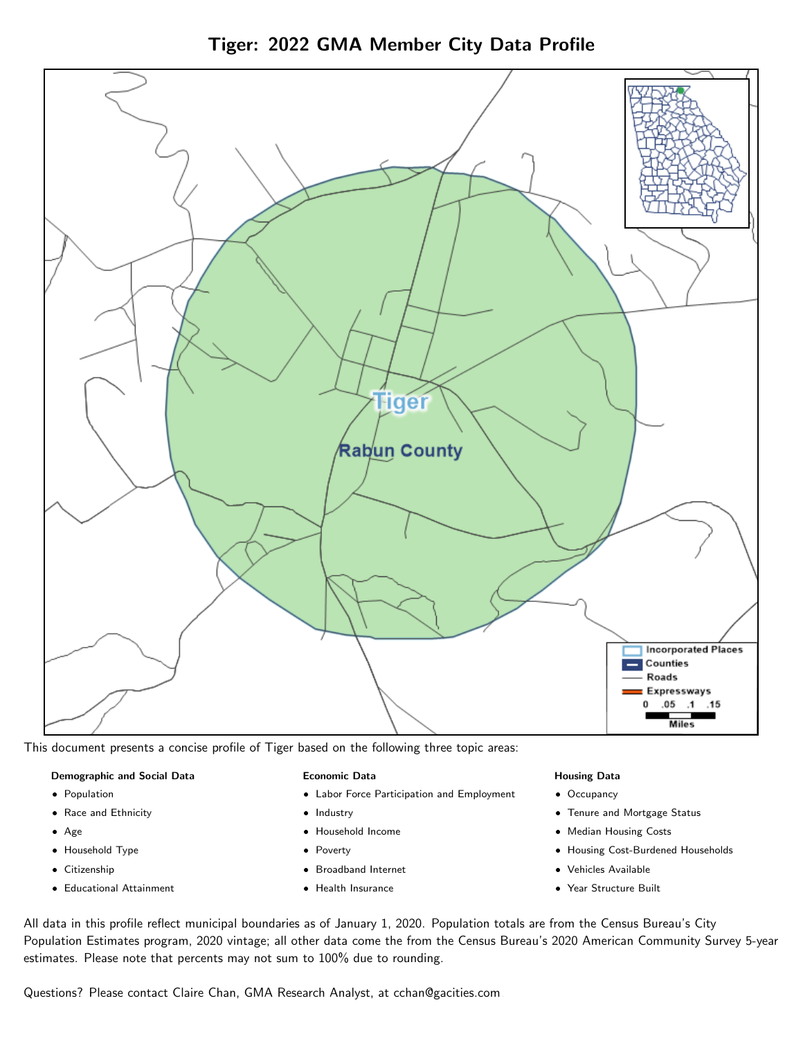# Tiger: 2022 GMA Member City Data Profile

This document presents a concise profile of Tiger based on the following three topic areas:

**Demographic and Social Data**

- Population
- Race and Ethnicity
- Age
- Household Type
- Citizenship
- Educational Attainment

**Economic Data**

- Labor Force Participation and Employment
- Industry
- Household Income
- Poverty
- Broadband Internet
- Health Insurance

**Housing Data**

- Occupancy
- Tenure and Mortgage Status
- Median Housing Costs
- Housing Cost-Burdened Households
- Vehicles Available
- Year Structure Built

All data in this profile reflect municipal boundaries as of January 1, 2020. Population totals are from the Census Bureau's City Population Estimates program, 2020 vintage; all other data come the from the Census Bureau's 2020 American Community Survey 5-year estimates. Please note that percents may not sum to 100% due to rounding.

Questions? Please contact Claire Chan, GMA Research Analyst, at cchan@gacities.com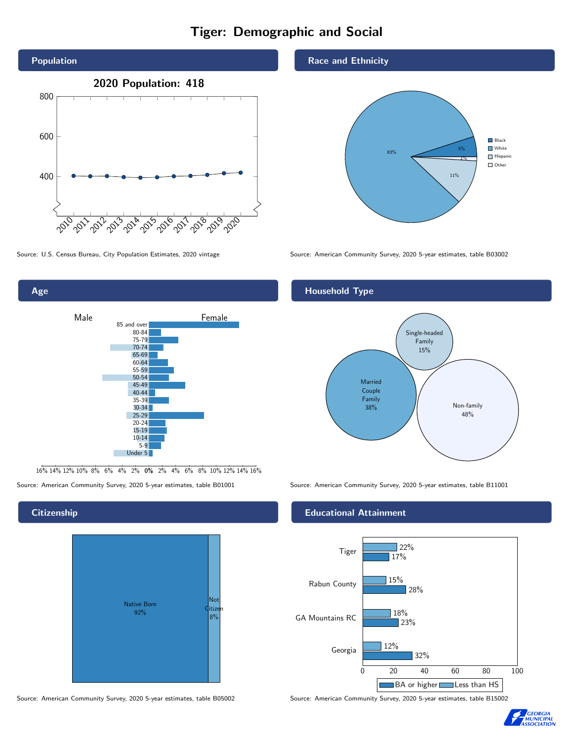# Tiger: Demographic and Social

## Population

2020 Population: 418

Source: U.S. Census Bureau, City Population Estimates, 2020 vintage

## Race and Ethnicity

| Category | Percent |
| --- | --- |
| Black | 5% |
| White | 83% |
| Hispanic | 11% |
| Other | 1% |

Source: American Community Survey, 2020 5-year estimates, table B03002

## Age

Male / Female

85 and over, 80-84, 75-79, 70-74, 65-69, 60-64, 55-59, 50-54, 45-49, 40-44, 35-39, 30-34, 25-29, 20-24, 15-19, 10-14, 5-9, Under 5

Source: American Community Survey, 2020 5-year estimates, table B01001

## Household Type

| Type | Percent |
| --- | --- |
| Single-headed Family | 15% |
| Married Couple Family | 38% |
| Non-family | 48% |

Source: American Community Survey, 2020 5-year estimates, table B11001

## Citizenship

| Category | Percent |
| --- | --- |
| Native Born | 92% |
| Not Citizen | 8% |

Source: American Community Survey, 2020 5-year estimates, table B05002

## Educational Attainment

| Area | Less than HS | BA or higher |
| --- | --- | --- |
| Tiger | 22% | 17% |
| Rabun County | 15% | 28% |
| GA Mountains RC | 18% | 23% |
| Georgia | 12% | 32% |

Source: American Community Survey, 2020 5-year estimates, table B15002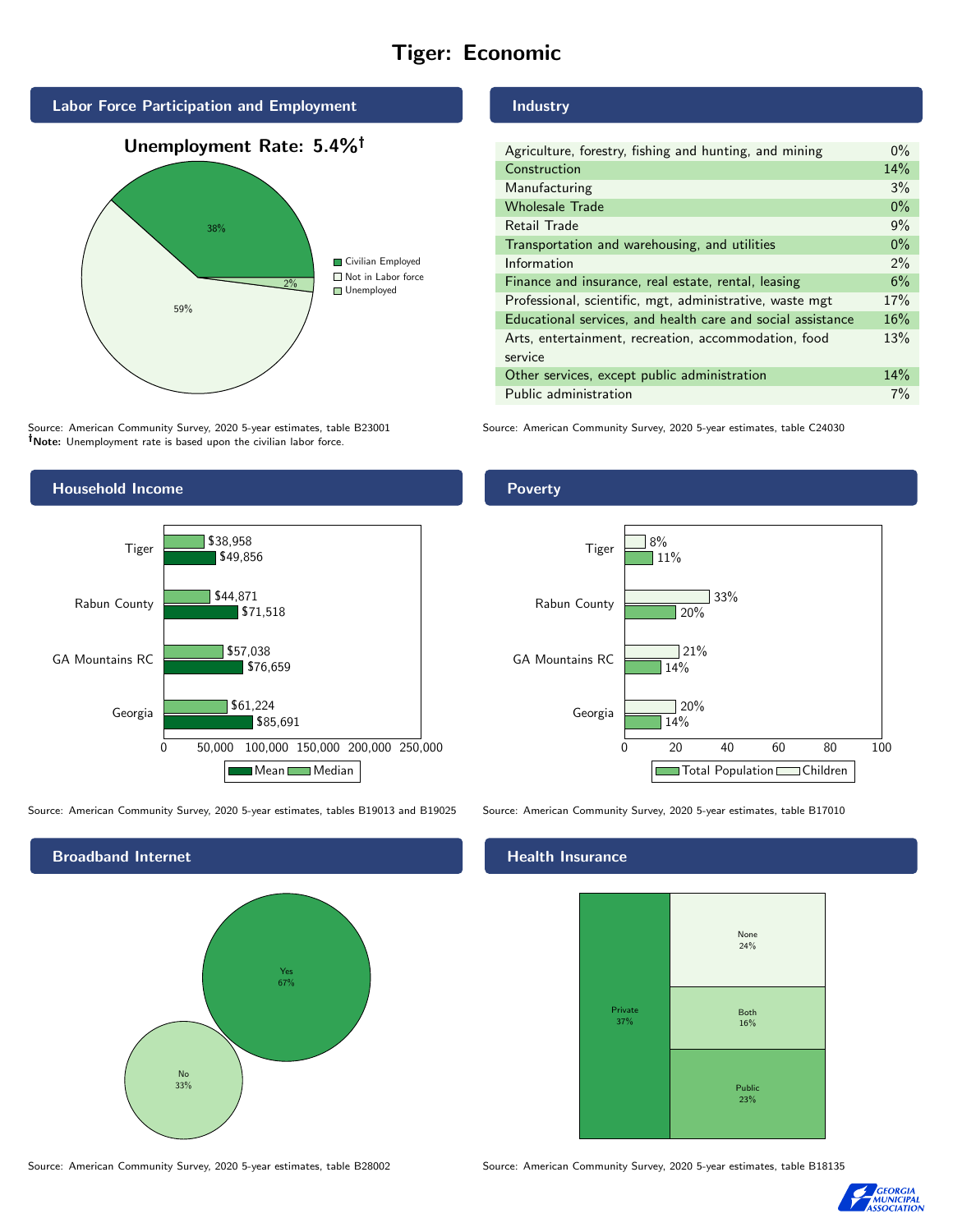# Tiger: Economic

## Labor Force Participation and Employment

**Unemployment Rate: 5.4%†**

| Category | Percent |
|---|---|
| Civilian Employed | 38% |
| Not in Labor force | 59% |
| Unemployed | 2% |

Source: American Community Survey, 2020 5-year estimates, table B23001
**†Note:** Unemployment rate is based upon the civilian labor force.

## Industry

| Industry | Percent |
|---|---|
| Agriculture, forestry, fishing and hunting, and mining | 0% |
| Construction | 14% |
| Manufacturing | 3% |
| Wholesale Trade | 0% |
| Retail Trade | 9% |
| Transportation and warehousing, and utilities | 0% |
| Information | 2% |
| Finance and insurance, real estate, rental, leasing | 6% |
| Professional, scientific, mgt, administrative, waste mgt | 17% |
| Educational services, and health care and social assistance | 16% |
| Arts, entertainment, recreation, accommodation, food service | 13% |
| Other services, except public administration | 14% |
| Public administration | 7% |

Source: American Community Survey, 2020 5-year estimates, table C24030

## Household Income

| Area | Median | Mean |
|---|---|---|
| Tiger | $38,958 | $49,856 |
| Rabun County | $44,871 | $71,518 |
| GA Mountains RC | $57,038 | $76,659 |
| Georgia | $61,224 | $85,691 |

Source: American Community Survey, 2020 5-year estimates, tables B19013 and B19025

## Poverty

| Area | Children | Total Population |
|---|---|---|
| Tiger | 8% | 11% |
| Rabun County | 33% | 20% |
| GA Mountains RC | 21% | 14% |
| Georgia | 20% | 14% |

Source: American Community Survey, 2020 5-year estimates, table B17010

## Broadband Internet

| Response | Percent |
|---|---|
| Yes | 67% |
| No | 33% |

Source: American Community Survey, 2020 5-year estimates, table B28002

## Health Insurance

| Type | Percent |
|---|---|
| Private | 37% |
| None | 24% |
| Both | 16% |
| Public | 23% |

Source: American Community Survey, 2020 5-year estimates, table B18135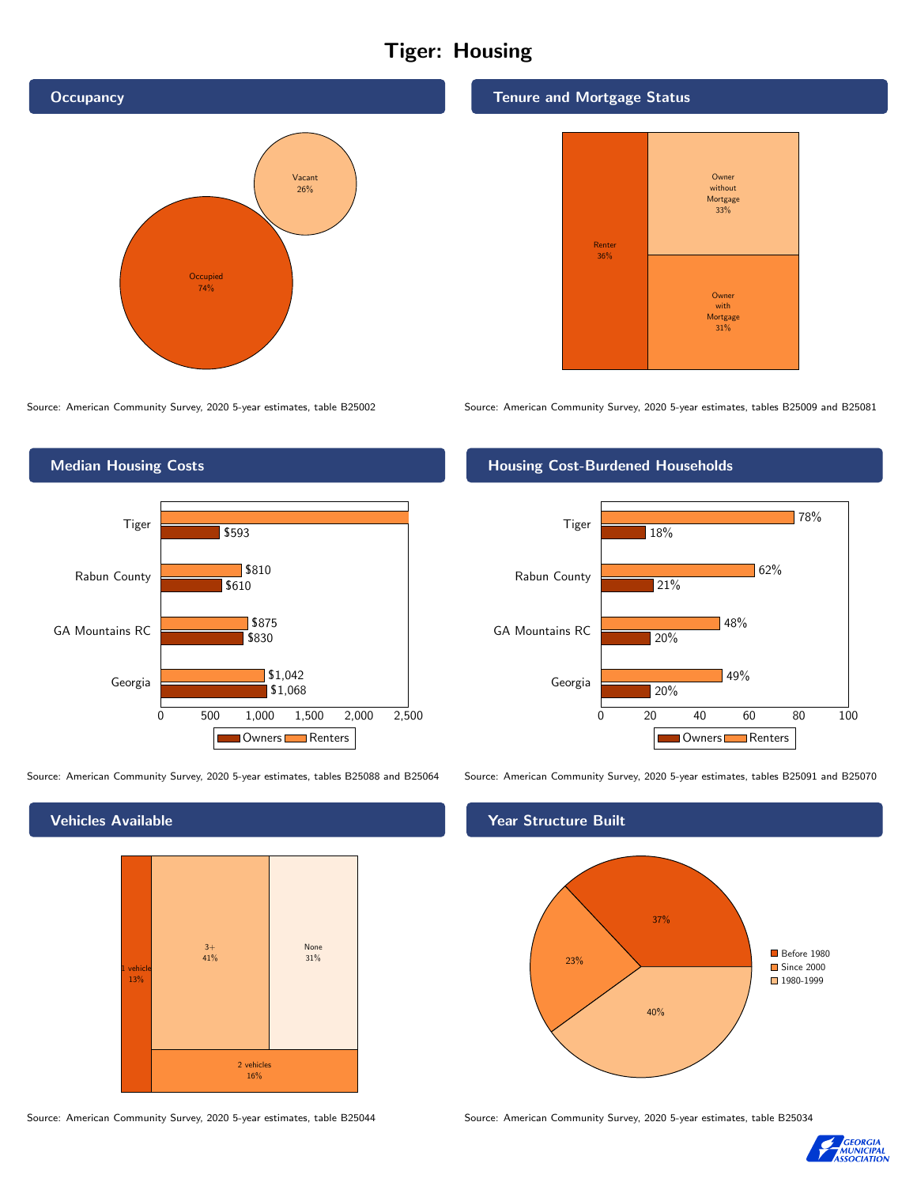# Tiger: Housing

## Occupancy

Vacant
26%

Occupied
74%

Source: American Community Survey, 2020 5-year estimates, table B25002

## Tenure and Mortgage Status

Renter
36%

Owner
without
Mortgage
33%

Owner
with
Mortgage
31%

Source: American Community Survey, 2020 5-year estimates, tables B25009 and B25081

## Median Housing Costs

Tiger
$593

Rabun County
$810
$610

GA Mountains RC
$875
$830

Georgia
$1,042
$1,068

0 500 1,000 1,500 2,000 2,500

Owners Renters

Source: American Community Survey, 2020 5-year estimates, tables B25088 and B25064

## Housing Cost-Burdened Households

Tiger
78%
18%

Rabun County
62%
21%

GA Mountains RC
48%
20%

Georgia
49%
20%

0 20 40 60 80 100

Owners Renters

Source: American Community Survey, 2020 5-year estimates, tables B25091 and B25070

## Vehicles Available

1 vehicle
13%

3+
41%

None
31%

2 vehicles
16%

Source: American Community Survey, 2020 5-year estimates, table B25044

## Year Structure Built

37%
23%
40%

Before 1980
Since 2000
1980-1999

Source: American Community Survey, 2020 5-year estimates, table B25034